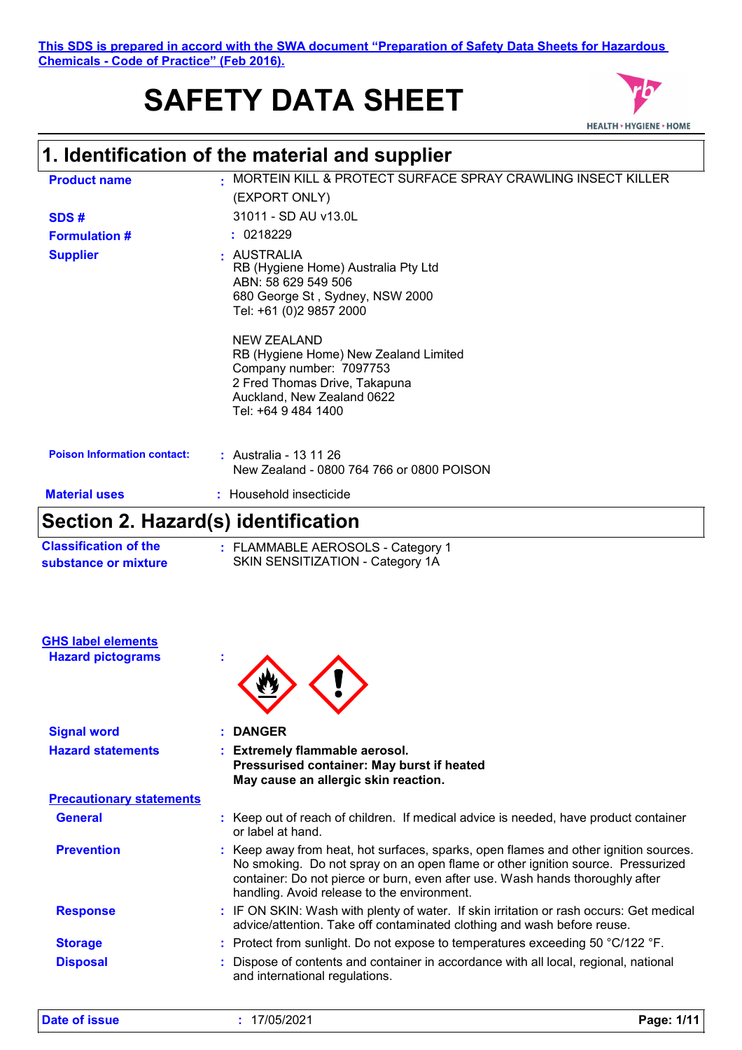This SDS is prepared in accord with the SWA document "Preparation of Safety Data Sheets for Hazardous Chemicals - Code of Practice" (Feb 2016).

# SAFETY DATA SHEET

HEALTH • HYGIENE • HOME

## 1. Identification of the material and supplier

| | |
|---|---|
| **Product name** | : MORTEIN KILL & PROTECT SURFACE SPRAY CRAWLING INSECT KILLER (EXPORT ONLY) |
| **SDS #** | 31011 - SD AU v13.0L |
| **Formulation #** | : 0218229 |
| **Supplier** | : AUSTRALIA<br>RB (Hygiene Home) Australia Pty Ltd<br>ABN: 58 629 549 506<br>680 George St , Sydney, NSW 2000<br>Tel: +61 (0)2 9857 2000<br><br>NEW ZEALAND<br>RB (Hygiene Home) New Zealand Limited<br>Company number: 7097753<br>2 Fred Thomas Drive, Takapuna<br>Auckland, New Zealand 0622<br>Tel: +64 9 484 1400 |
| **Poison Information contact:** | : Australia - 13 11 26<br>New Zealand - 0800 764 766 or 0800 POISON |
| **Material uses** | : Household insecticide |

## Section 2. Hazard(s) identification

| | |
|---|---|
| **Classification of the substance or mixture** | : FLAMMABLE AEROSOLS - Category 1<br>SKIN SENSITIZATION - Category 1A |

**GHS label elements**

| | |
|---|---|
| **Hazard pictograms** | : |
| **Signal word** | : **DANGER** |
| **Hazard statements** | : **Extremely flammable aerosol.**<br>**Pressurised container: May burst if heated**<br>**May cause an allergic skin reaction.** |

**Precautionary statements**

| | |
|---|---|
| **General** | : Keep out of reach of children. If medical advice is needed, have product container or label at hand. |
| **Prevention** | : Keep away from heat, hot surfaces, sparks, open flames and other ignition sources. No smoking. Do not spray on an open flame or other ignition source. Pressurized container: Do not pierce or burn, even after use. Wash hands thoroughly after handling. Avoid release to the environment. |
| **Response** | : IF ON SKIN: Wash with plenty of water. If skin irritation or rash occurs: Get medical advice/attention. Take off contaminated clothing and wash before reuse. |
| **Storage** | : Protect from sunlight. Do not expose to temperatures exceeding 50 °C/122 °F. |
| **Disposal** | : Dispose of contents and container in accordance with all local, regional, national and international regulations. |

**Date of issue** : 17/05/2021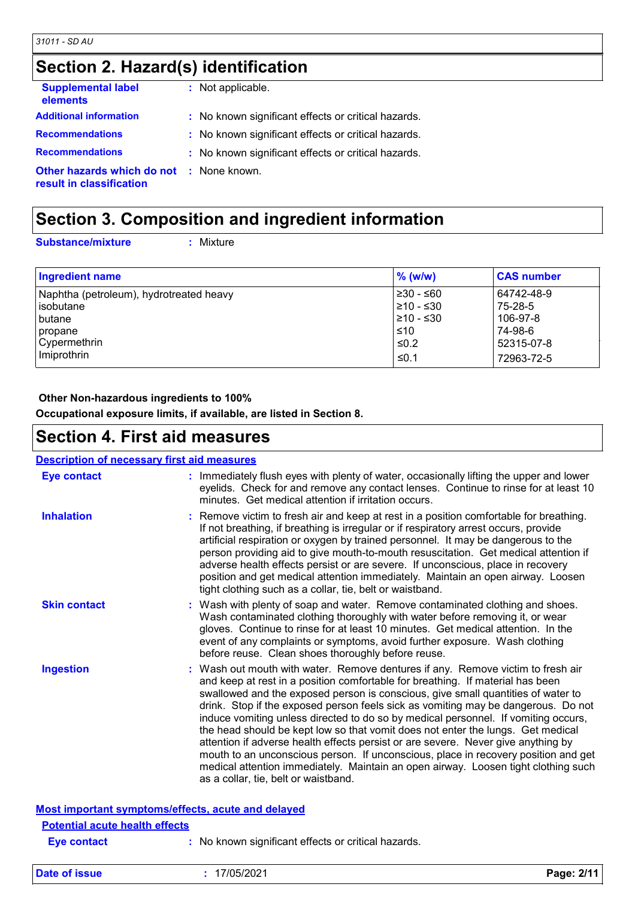## Section 2. Hazard(s) identification

**Supplemental label elements** : Not applicable.

**Additional information** : No known significant effects or critical hazards.

**Recommendations** : No known significant effects or critical hazards.

**Recommendations** : No known significant effects or critical hazards.

**Other hazards which do not result in classification** : None known.

## Section 3. Composition and ingredient information

**Substance/mixture** : Mixture

| Ingredient name | % (w/w) | CAS number |
|---|---|---|
| Naphtha (petroleum), hydrotreated heavy | ≥30 - ≤60 | 64742-48-9 |
| isobutane | ≥10 - ≤30 | 75-28-5 |
| butane | ≥10 - ≤30 | 106-97-8 |
| propane | ≤10 | 74-98-6 |
| Cypermethrin | ≤0.2 | 52315-07-8 |
| Imiprothrin | ≤0.1 | 72963-72-5 |

**Other Non-hazardous ingredients to 100%**

**Occupational exposure limits, if available, are listed in Section 8.**

## Section 4. First aid measures

### Description of necessary first aid measures

**Eye contact** : Immediately flush eyes with plenty of water, occasionally lifting the upper and lower eyelids. Check for and remove any contact lenses. Continue to rinse for at least 10 minutes. Get medical attention if irritation occurs.

**Inhalation** : Remove victim to fresh air and keep at rest in a position comfortable for breathing. If not breathing, if breathing is irregular or if respiratory arrest occurs, provide artificial respiration or oxygen by trained personnel. It may be dangerous to the person providing aid to give mouth-to-mouth resuscitation. Get medical attention if adverse health effects persist or are severe. If unconscious, place in recovery position and get medical attention immediately. Maintain an open airway. Loosen tight clothing such as a collar, tie, belt or waistband.

**Skin contact** : Wash with plenty of soap and water. Remove contaminated clothing and shoes. Wash contaminated clothing thoroughly with water before removing it, or wear gloves. Continue to rinse for at least 10 minutes. Get medical attention. In the event of any complaints or symptoms, avoid further exposure. Wash clothing before reuse. Clean shoes thoroughly before reuse.

**Ingestion** : Wash out mouth with water. Remove dentures if any. Remove victim to fresh air and keep at rest in a position comfortable for breathing. If material has been swallowed and the exposed person is conscious, give small quantities of water to drink. Stop if the exposed person feels sick as vomiting may be dangerous. Do not induce vomiting unless directed to do so by medical personnel. If vomiting occurs, the head should be kept low so that vomit does not enter the lungs. Get medical attention if adverse health effects persist or are severe. Never give anything by mouth to an unconscious person. If unconscious, place in recovery position and get medical attention immediately. Maintain an open airway. Loosen tight clothing such as a collar, tie, belt or waistband.

### Most important symptoms/effects, acute and delayed

#### Potential acute health effects

**Eye contact** : No known significant effects or critical hazards.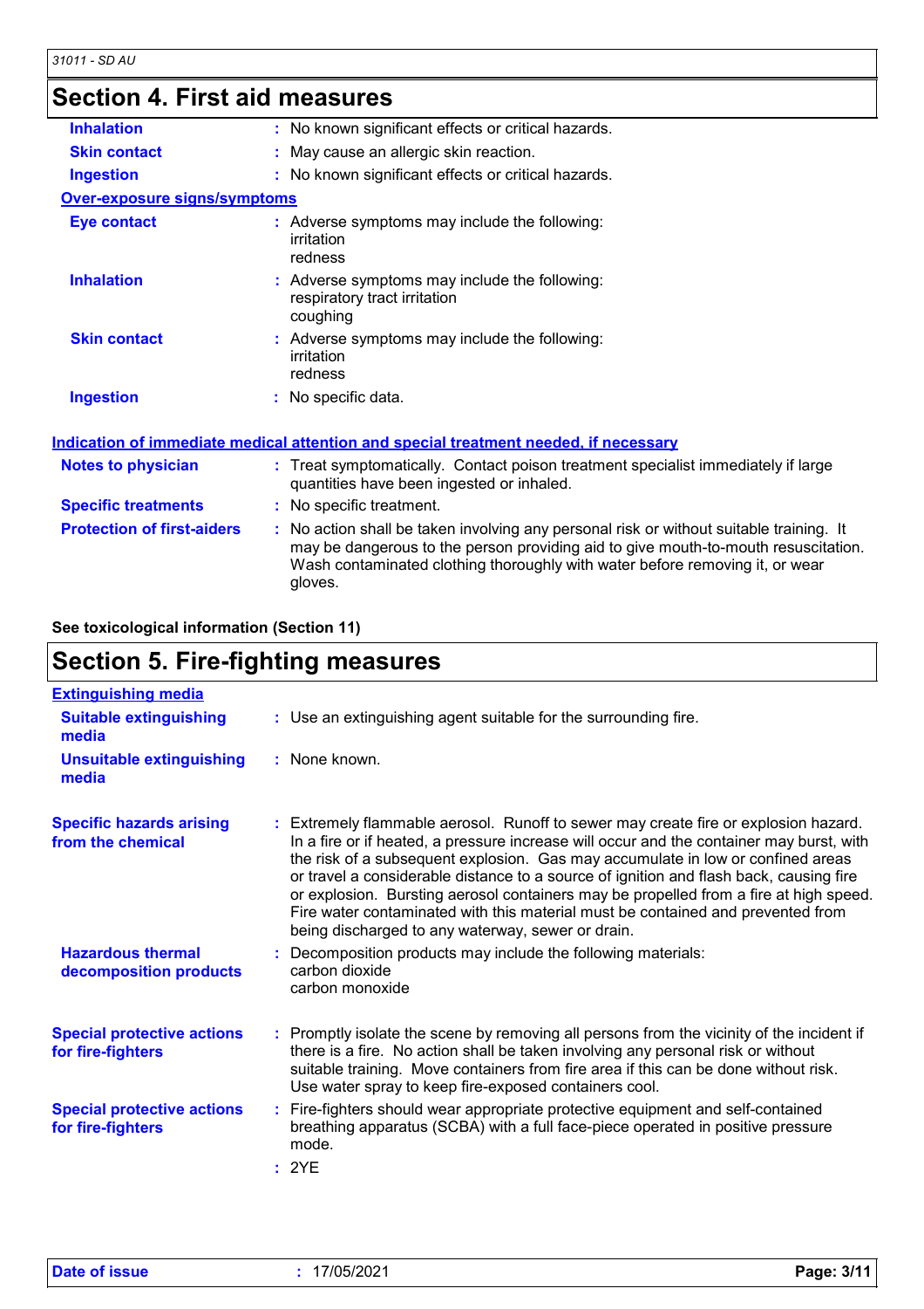## Section 4. First aid measures

| | |
|---|---|
| **Inhalation** | : No known significant effects or critical hazards. |
| **Skin contact** | : May cause an allergic skin reaction. |
| **Ingestion** | : No known significant effects or critical hazards. |

**Over-exposure signs/symptoms**

| | |
|---|---|
| **Eye contact** | : Adverse symptoms may include the following:<br>irritation<br>redness |
| **Inhalation** | : Adverse symptoms may include the following:<br>respiratory tract irritation<br>coughing |
| **Skin contact** | : Adverse symptoms may include the following:<br>irritation<br>redness |
| **Ingestion** | : No specific data. |

**Indication of immediate medical attention and special treatment needed, if necessary**

| | |
|---|---|
| **Notes to physician** | : Treat symptomatically. Contact poison treatment specialist immediately if large quantities have been ingested or inhaled. |
| **Specific treatments** | : No specific treatment. |
| **Protection of first-aiders** | : No action shall be taken involving any personal risk or without suitable training. It may be dangerous to the person providing aid to give mouth-to-mouth resuscitation. Wash contaminated clothing thoroughly with water before removing it, or wear gloves. |

**See toxicological information (Section 11)**

## Section 5. Fire-fighting measures

**Extinguishing media**

| | |
|---|---|
| **Suitable extinguishing media** | : Use an extinguishing agent suitable for the surrounding fire. |
| **Unsuitable extinguishing media** | : None known. |
| **Specific hazards arising from the chemical** | : Extremely flammable aerosol. Runoff to sewer may create fire or explosion hazard. In a fire or if heated, a pressure increase will occur and the container may burst, with the risk of a subsequent explosion. Gas may accumulate in low or confined areas or travel a considerable distance to a source of ignition and flash back, causing fire or explosion. Bursting aerosol containers may be propelled from a fire at high speed. Fire water contaminated with this material must be contained and prevented from being discharged to any waterway, sewer or drain. |
| **Hazardous thermal decomposition products** | : Decomposition products may include the following materials:<br>carbon dioxide<br>carbon monoxide |
| **Special protective actions for fire-fighters** | : Promptly isolate the scene by removing all persons from the vicinity of the incident if there is a fire. No action shall be taken involving any personal risk or without suitable training. Move containers from fire area if this can be done without risk. Use water spray to keep fire-exposed containers cool. |
| **Special protective actions for fire-fighters** | : Fire-fighters should wear appropriate protective equipment and self-contained breathing apparatus (SCBA) with a full face-piece operated in positive pressure mode. |
| | : 2YE |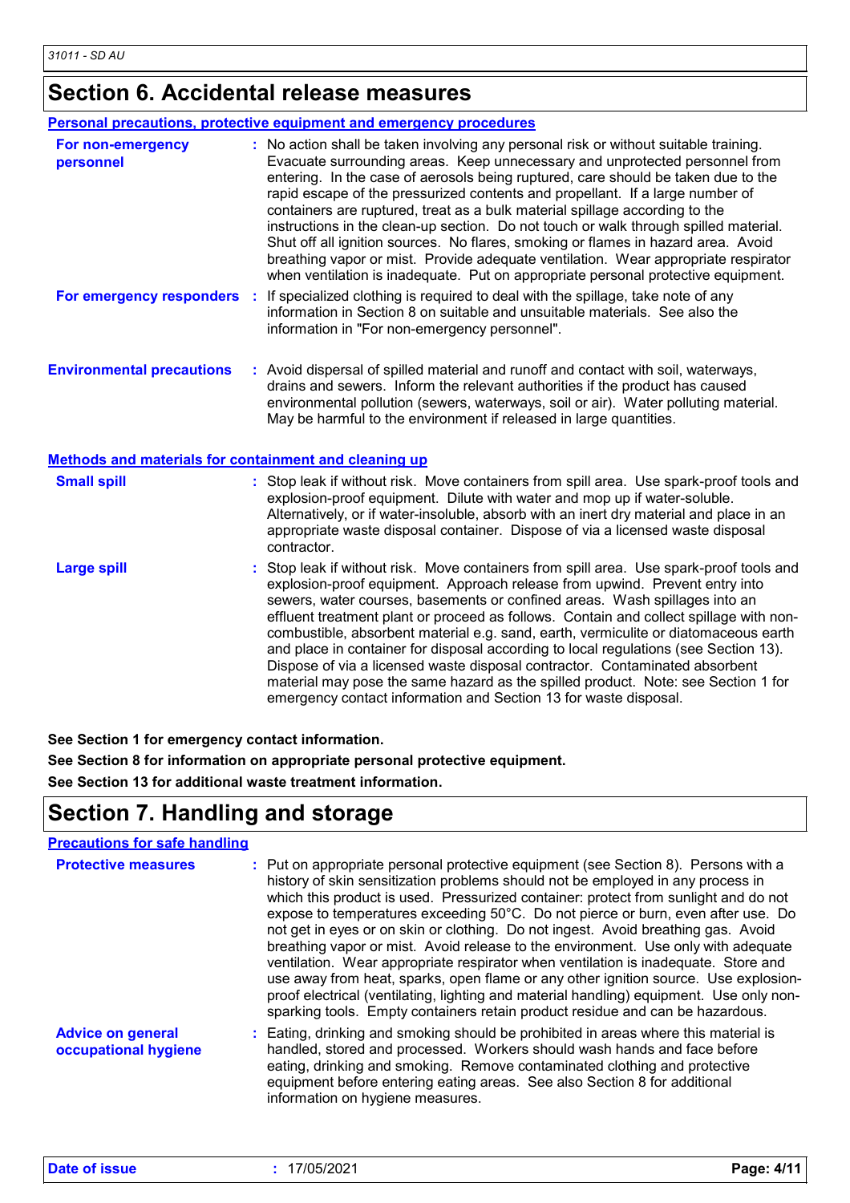## Section 6. Accidental release measures

### Personal precautions, protective equipment and emergency procedures

**For non-emergency personnel** : No action shall be taken involving any personal risk or without suitable training. Evacuate surrounding areas. Keep unnecessary and unprotected personnel from entering. In the case of aerosols being ruptured, care should be taken due to the rapid escape of the pressurized contents and propellant. If a large number of containers are ruptured, treat as a bulk material spillage according to the instructions in the clean-up section. Do not touch or walk through spilled material. Shut off all ignition sources. No flares, smoking or flames in hazard area. Avoid breathing vapor or mist. Provide adequate ventilation. Wear appropriate respirator when ventilation is inadequate. Put on appropriate personal protective equipment.

**For emergency responders** : If specialized clothing is required to deal with the spillage, take note of any information in Section 8 on suitable and unsuitable materials. See also the information in "For non-emergency personnel".

**Environmental precautions** : Avoid dispersal of spilled material and runoff and contact with soil, waterways, drains and sewers. Inform the relevant authorities if the product has caused environmental pollution (sewers, waterways, soil or air). Water polluting material. May be harmful to the environment if released in large quantities.

### Methods and materials for containment and cleaning up

**Small spill** : Stop leak if without risk. Move containers from spill area. Use spark-proof tools and explosion-proof equipment. Dilute with water and mop up if water-soluble. Alternatively, or if water-insoluble, absorb with an inert dry material and place in an appropriate waste disposal container. Dispose of via a licensed waste disposal contractor.

**Large spill** : Stop leak if without risk. Move containers from spill area. Use spark-proof tools and explosion-proof equipment. Approach release from upwind. Prevent entry into sewers, water courses, basements or confined areas. Wash spillages into an effluent treatment plant or proceed as follows. Contain and collect spillage with non-combustible, absorbent material e.g. sand, earth, vermiculite or diatomaceous earth and place in container for disposal according to local regulations (see Section 13). Dispose of via a licensed waste disposal contractor. Contaminated absorbent material may pose the same hazard as the spilled product. Note: see Section 1 for emergency contact information and Section 13 for waste disposal.

**See Section 1 for emergency contact information.**

**See Section 8 for information on appropriate personal protective equipment.**

**See Section 13 for additional waste treatment information.**

## Section 7. Handling and storage

### Precautions for safe handling

**Protective measures** : Put on appropriate personal protective equipment (see Section 8). Persons with a history of skin sensitization problems should not be employed in any process in which this product is used. Pressurized container: protect from sunlight and do not expose to temperatures exceeding 50°C. Do not pierce or burn, even after use. Do not get in eyes or on skin or clothing. Do not ingest. Avoid breathing gas. Avoid breathing vapor or mist. Avoid release to the environment. Use only with adequate ventilation. Wear appropriate respirator when ventilation is inadequate. Store and use away from heat, sparks, open flame or any other ignition source. Use explosion-proof electrical (ventilating, lighting and material handling) equipment. Use only non-sparking tools. Empty containers retain product residue and can be hazardous.

**Advice on general occupational hygiene** : Eating, drinking and smoking should be prohibited in areas where this material is handled, stored and processed. Workers should wash hands and face before eating, drinking and smoking. Remove contaminated clothing and protective equipment before entering eating areas. See also Section 8 for additional information on hygiene measures.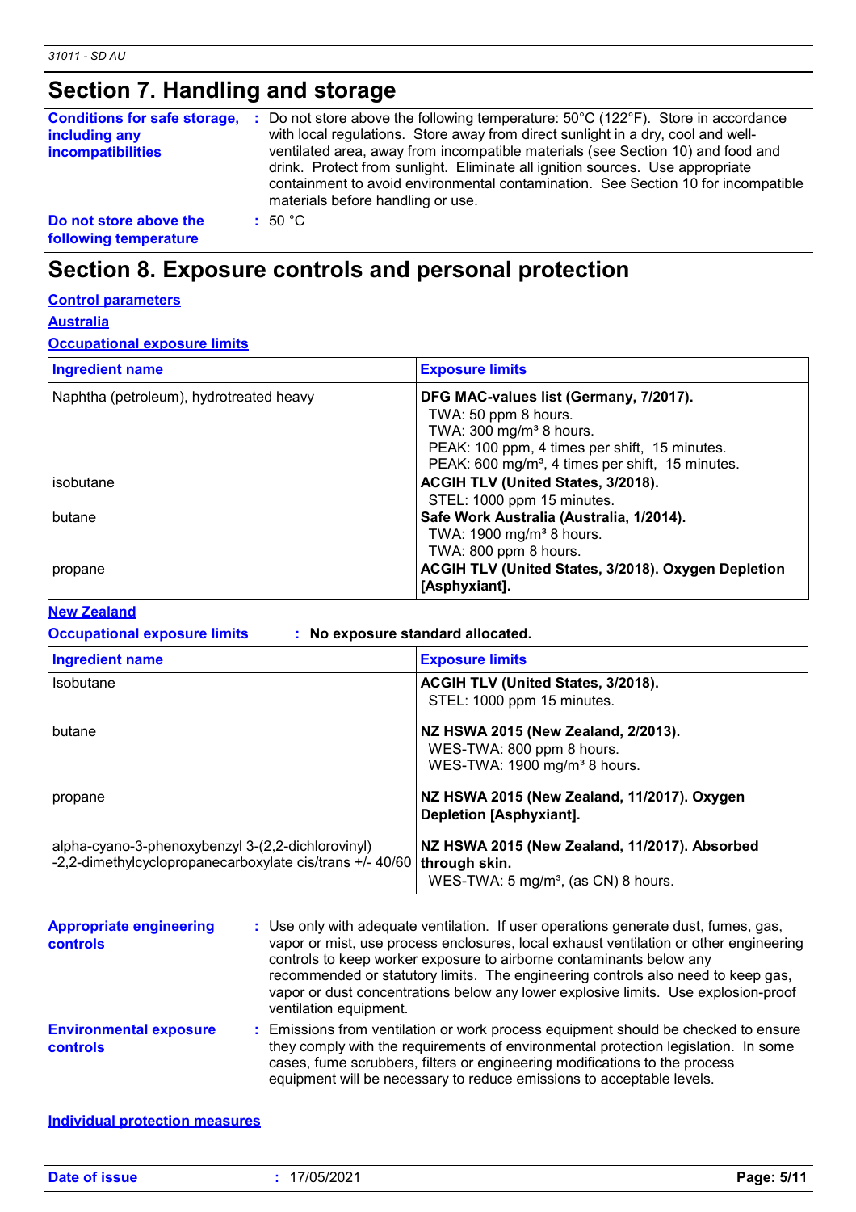## Section 7. Handling and storage

**Conditions for safe storage, including any incompatibilities** : Do not store above the following temperature: 50°C (122°F). Store in accordance with local regulations. Store away from direct sunlight in a dry, cool and well-ventilated area, away from incompatible materials (see Section 10) and food and drink. Protect from sunlight. Eliminate all ignition sources. Use appropriate containment to avoid environmental contamination. See Section 10 for incompatible materials before handling or use.

**Do not store above the following temperature** : 50 °C

## Section 8. Exposure controls and personal protection

### Control parameters

#### Australia

#### Occupational exposure limits

| Ingredient name | Exposure limits |
|---|---|
| Naphtha (petroleum), hydrotreated heavy | **DFG MAC-values list (Germany, 7/2017).**<br>TWA: 50 ppm 8 hours.<br>TWA: 300 mg/m³ 8 hours.<br>PEAK: 100 ppm, 4 times per shift, 15 minutes.<br>PEAK: 600 mg/m³, 4 times per shift, 15 minutes. |
| isobutane | **ACGIH TLV (United States, 3/2018).**<br>STEL: 1000 ppm 15 minutes. |
| butane | **Safe Work Australia (Australia, 1/2014).**<br>TWA: 1900 mg/m³ 8 hours.<br>TWA: 800 ppm 8 hours. |
| propane | **ACGIH TLV (United States, 3/2018). Oxygen Depletion [Asphyxiant].** |

#### New Zealand

**Occupational exposure limits** : **No exposure standard allocated.**

| Ingredient name | Exposure limits |
|---|---|
| Isobutane | **ACGIH TLV (United States, 3/2018).**<br>STEL: 1000 ppm 15 minutes. |
| butane | **NZ HSWA 2015 (New Zealand, 2/2013).**<br>WES-TWA: 800 ppm 8 hours.<br>WES-TWA: 1900 mg/m³ 8 hours. |
| propane | **NZ HSWA 2015 (New Zealand, 11/2017). Oxygen Depletion [Asphyxiant].** |
| alpha-cyano-3-phenoxybenzyl 3-(2,2-dichlorovinyl)-2,2-dimethylcyclopropanecarboxylate cis/trans +/- 40/60 | **NZ HSWA 2015 (New Zealand, 11/2017). Absorbed through skin.**<br>WES-TWA: 5 mg/m³, (as CN) 8 hours. |

**Appropriate engineering controls** : Use only with adequate ventilation. If user operations generate dust, fumes, gas, vapor or mist, use process enclosures, local exhaust ventilation or other engineering controls to keep worker exposure to airborne contaminants below any recommended or statutory limits. The engineering controls also need to keep gas, vapor or dust concentrations below any lower explosive limits. Use explosion-proof ventilation equipment.

**Environmental exposure controls** : Emissions from ventilation or work process equipment should be checked to ensure they comply with the requirements of environmental protection legislation. In some cases, fume scrubbers, filters or engineering modifications to the process equipment will be necessary to reduce emissions to acceptable levels.

### Individual protection measures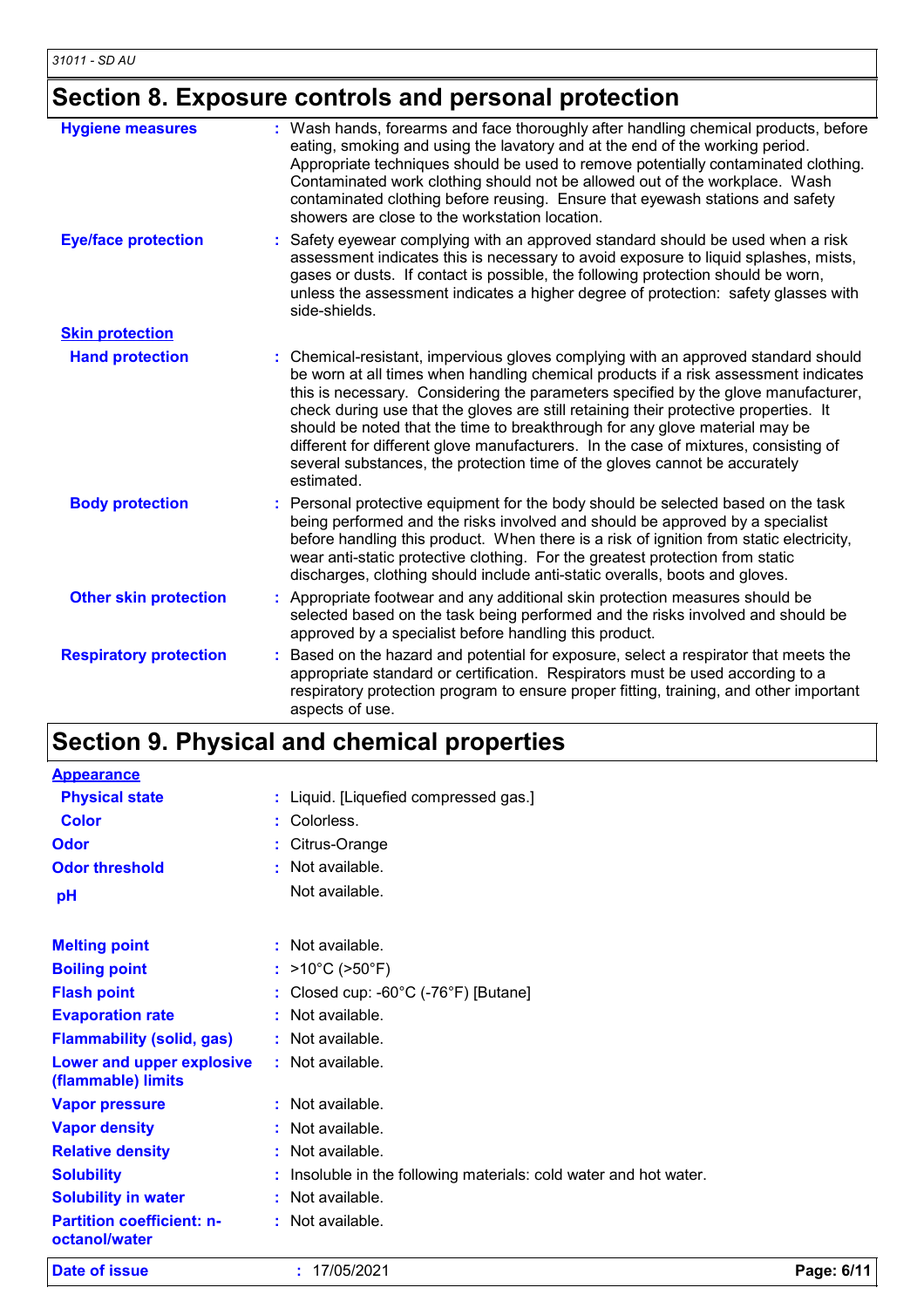## Section 8. Exposure controls and personal protection

| | |
|---|---|
| **Hygiene measures** | : Wash hands, forearms and face thoroughly after handling chemical products, before eating, smoking and using the lavatory and at the end of the working period. Appropriate techniques should be used to remove potentially contaminated clothing. Contaminated work clothing should not be allowed out of the workplace. Wash contaminated clothing before reusing. Ensure that eyewash stations and safety showers are close to the workstation location. |
| **Eye/face protection** | : Safety eyewear complying with an approved standard should be used when a risk assessment indicates this is necessary to avoid exposure to liquid splashes, mists, gases or dusts. If contact is possible, the following protection should be worn, unless the assessment indicates a higher degree of protection: safety glasses with side-shields. |
| **Skin protection** | |
| **Hand protection** | : Chemical-resistant, impervious gloves complying with an approved standard should be worn at all times when handling chemical products if a risk assessment indicates this is necessary. Considering the parameters specified by the glove manufacturer, check during use that the gloves are still retaining their protective properties. It should be noted that the time to breakthrough for any glove material may be different for different glove manufacturers. In the case of mixtures, consisting of several substances, the protection time of the gloves cannot be accurately estimated. |
| **Body protection** | : Personal protective equipment for the body should be selected based on the task being performed and the risks involved and should be approved by a specialist before handling this product. When there is a risk of ignition from static electricity, wear anti-static protective clothing. For the greatest protection from static discharges, clothing should include anti-static overalls, boots and gloves. |
| **Other skin protection** | : Appropriate footwear and any additional skin protection measures should be selected based on the task being performed and the risks involved and should be approved by a specialist before handling this product. |
| **Respiratory protection** | : Based on the hazard and potential for exposure, select a respirator that meets the appropriate standard or certification. Respirators must be used according to a respiratory protection program to ensure proper fitting, training, and other important aspects of use. |

## Section 9. Physical and chemical properties

| | |
|---|---|
| **Appearance** | |
| **Physical state** | : Liquid. [Liquefied compressed gas.] |
| **Color** | : Colorless. |
| **Odor** | : Citrus-Orange |
| **Odor threshold** | : Not available. |
| **pH** | Not available. |
| **Melting point** | : Not available. |
| **Boiling point** | : >10°C (>50°F) |
| **Flash point** | : Closed cup: -60°C (-76°F) [Butane] |
| **Evaporation rate** | : Not available. |
| **Flammability (solid, gas)** | : Not available. |
| **Lower and upper explosive (flammable) limits** | : Not available. |
| **Vapor pressure** | : Not available. |
| **Vapor density** | : Not available. |
| **Relative density** | : Not available. |
| **Solubility** | : Insoluble in the following materials: cold water and hot water. |
| **Solubility in water** | : Not available. |
| **Partition coefficient: n-octanol/water** | : Not available. |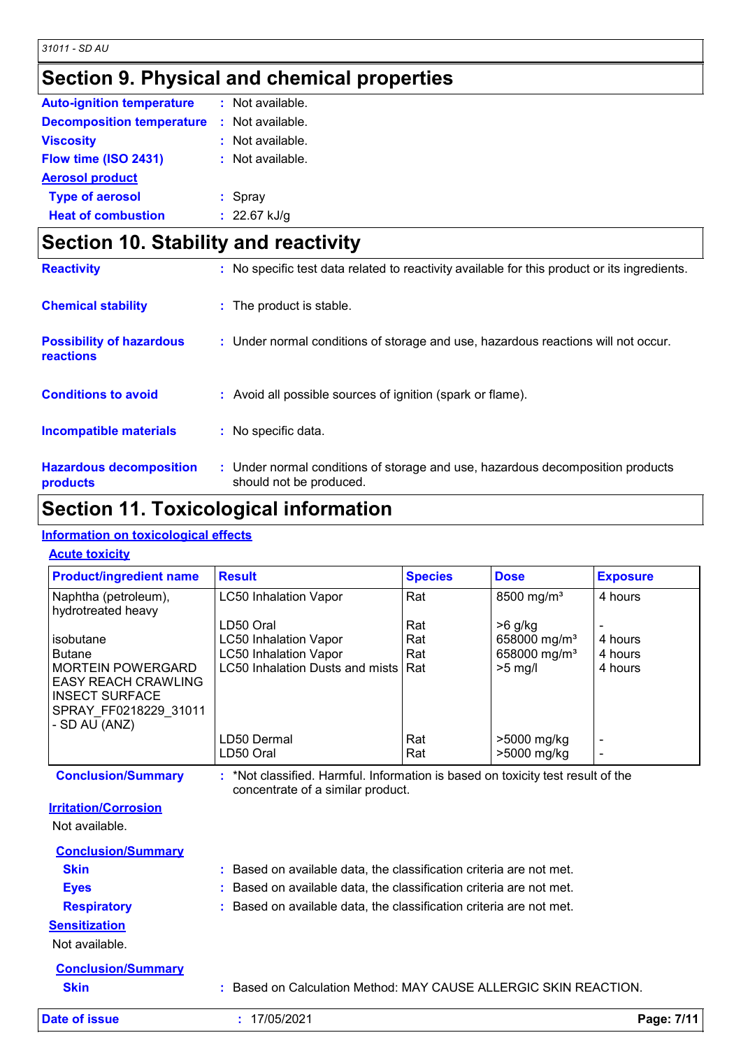## Section 9. Physical and chemical properties

**Auto-ignition temperature** : Not available.

**Decomposition temperature** : Not available.

**Viscosity** : Not available.

**Flow time (ISO 2431)** : Not available.

**Aerosol product**

**Type of aerosol** : Spray

**Heat of combustion** : 22.67 kJ/g

## Section 10. Stability and reactivity

**Reactivity** : No specific test data related to reactivity available for this product or its ingredients.

**Chemical stability** : The product is stable.

**Possibility of hazardous reactions** : Under normal conditions of storage and use, hazardous reactions will not occur.

**Conditions to avoid** : Avoid all possible sources of ignition (spark or flame).

**Incompatible materials** : No specific data.

**Hazardous decomposition products** : Under normal conditions of storage and use, hazardous decomposition products should not be produced.

## Section 11. Toxicological information

**Information on toxicological effects**

**Acute toxicity**

| Product/ingredient name | Result | Species | Dose | Exposure |
|---|---|---|---|---|
| Naphtha (petroleum), hydrotreated heavy | LC50 Inhalation Vapor | Rat | 8500 mg/m³ | 4 hours |
| | LD50 Oral | Rat | >6 g/kg | - |
| isobutane | LC50 Inhalation Vapor | Rat | 658000 mg/m³ | 4 hours |
| Butane | LC50 Inhalation Vapor | Rat | 658000 mg/m³ | 4 hours |
| MORTEIN POWERGARD EASY REACH CRAWLING INSECT SURFACE SPRAY_FF0218229_31011 - SD AU (ANZ) | LC50 Inhalation Dusts and mists | Rat | >5 mg/l | 4 hours |
| | LD50 Dermal | Rat | >5000 mg/kg | - |
| | LD50 Oral | Rat | >5000 mg/kg | - |

**Conclusion/Summary** : *Not classified. Harmful. Information is based on toxicity test result of the concentrate of a similar product.

**Irritation/Corrosion**

Not available.

**Conclusion/Summary**

**Skin** : Based on available data, the classification criteria are not met.

**Eyes** : Based on available data, the classification criteria are not met.

**Respiratory** : Based on available data, the classification criteria are not met.

**Sensitization**

Not available.

**Conclusion/Summary**

**Skin** : Based on Calculation Method: MAY CAUSE ALLERGIC SKIN REACTION.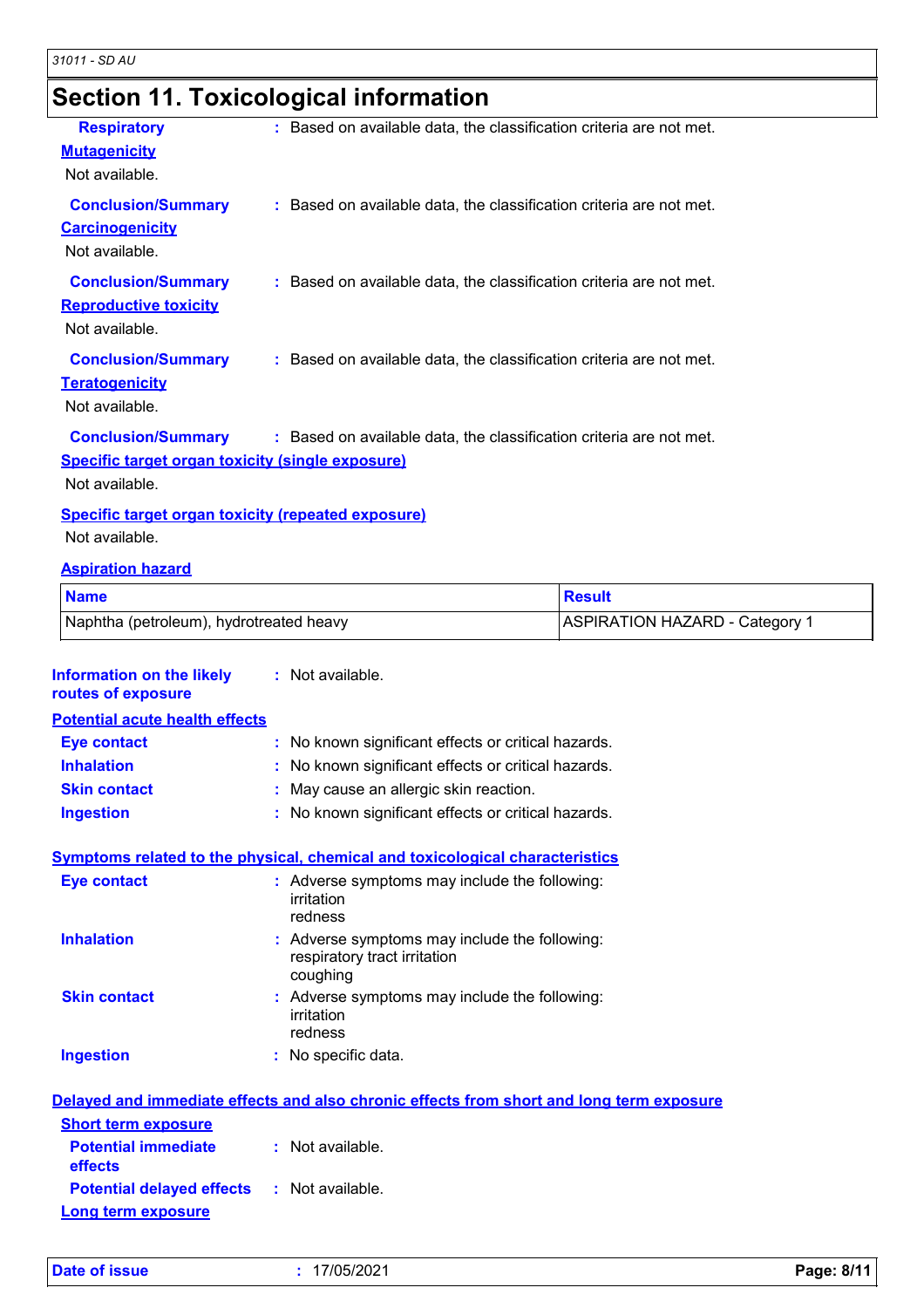## Section 11. Toxicological information

**Respiratory** : Based on available data, the classification criteria are not met.

**Mutagenicity**

Not available.

**Conclusion/Summary** : Based on available data, the classification criteria are not met.

**Carcinogenicity**

Not available.

**Conclusion/Summary** : Based on available data, the classification criteria are not met.

**Reproductive toxicity**

Not available.

**Conclusion/Summary** : Based on available data, the classification criteria are not met.

**Teratogenicity**

Not available.

**Conclusion/Summary** : Based on available data, the classification criteria are not met.

**Specific target organ toxicity (single exposure)**

Not available.

**Specific target organ toxicity (repeated exposure)**

Not available.

**Aspiration hazard**

| Name | Result |
|---|---|
| Naphtha (petroleum), hydrotreated heavy | ASPIRATION HAZARD - Category 1 |

**Information on the likely routes of exposure** : Not available.

**Potential acute health effects**

**Eye contact** : No known significant effects or critical hazards.

**Inhalation** : No known significant effects or critical hazards.

**Skin contact** : May cause an allergic skin reaction.

**Ingestion** : No known significant effects or critical hazards.

**Symptoms related to the physical, chemical and toxicological characteristics**

**Eye contact** : Adverse symptoms may include the following:
irritation
redness

**Inhalation** : Adverse symptoms may include the following:
respiratory tract irritation
coughing

**Skin contact** : Adverse symptoms may include the following:
irritation
redness

**Ingestion** : No specific data.

**Delayed and immediate effects and also chronic effects from short and long term exposure**

**Short term exposure**

**Potential immediate effects** : Not available.

**Potential delayed effects** : Not available.

**Long term exposure**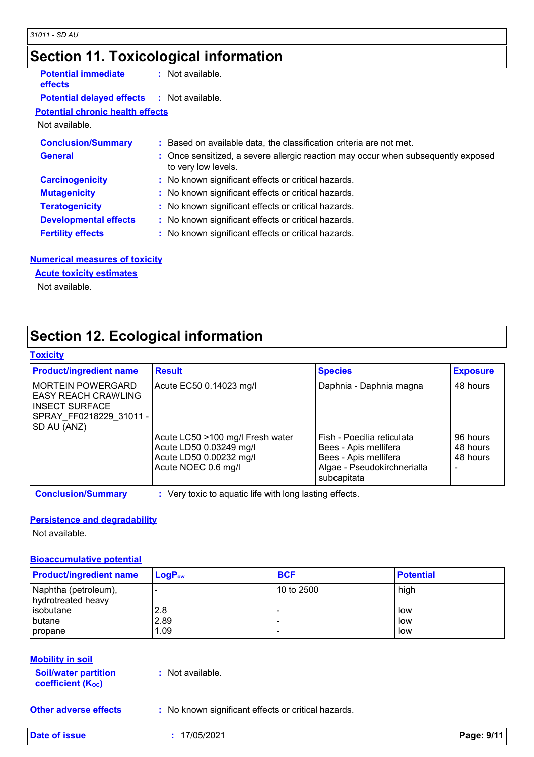# Section 11. Toxicological information

**Potential immediate effects** : Not available.

**Potential delayed effects** : Not available.

**Potential chronic health effects**

Not available.

**Conclusion/Summary** : Based on available data, the classification criteria are not met.

**General** : Once sensitized, a severe allergic reaction may occur when subsequently exposed to very low levels.

**Carcinogenicity** : No known significant effects or critical hazards.

**Mutagenicity** : No known significant effects or critical hazards.

**Teratogenicity** : No known significant effects or critical hazards.

**Developmental effects** : No known significant effects or critical hazards.

**Fertility effects** : No known significant effects or critical hazards.

**Numerical measures of toxicity**

**Acute toxicity estimates**

Not available.

# Section 12. Ecological information

**Toxicity**

| Product/ingredient name | Result | Species | Exposure |
|---|---|---|---|
| MORTEIN POWERGARD EASY REACH CRAWLING INSECT SURFACE SPRAY_FF0218229_31011 - SD AU (ANZ) | Acute EC50 0.14023 mg/l | Daphnia - Daphnia magna | 48 hours |
| | Acute LC50 >100 mg/l Fresh water | Fish - Poecilia reticulata | 96 hours |
| | Acute LD50 0.03249 mg/l | Bees - Apis mellifera | 48 hours |
| | Acute LD50 0.00232 mg/l | Bees - Apis mellifera | 48 hours |
| | Acute NOEC 0.6 mg/l | Algae - Pseudokirchnerialla subcapitata | - |

**Conclusion/Summary** : Very toxic to aquatic life with long lasting effects.

**Persistence and degradability**

Not available.

**Bioaccumulative potential**

| Product/ingredient name | $LogP_{ow}$ | BCF | Potential |
|---|---|---|---|
| Naphtha (petroleum), hydrotreated heavy | - | 10 to 2500 | high |
| isobutane | 2.8 | - | low |
| butane | 2.89 | - | low |
| propane | 1.09 | - | low |

**Mobility in soil**

**Soil/water partition coefficient ($K_{OC}$)** : Not available.

**Other adverse effects** : No known significant effects or critical hazards.

**Date of issue** : 17/05/2021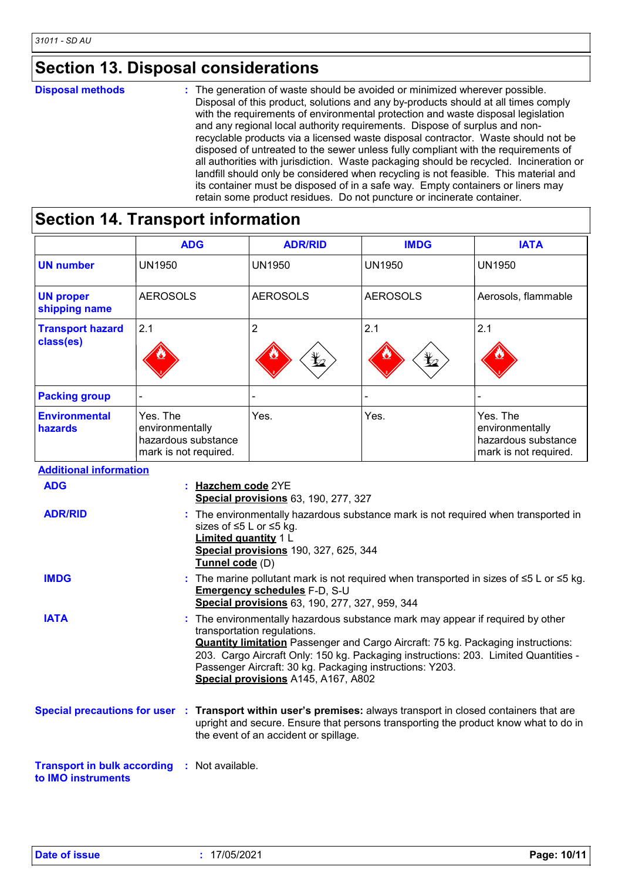## Section 13. Disposal considerations

**Disposal methods** : The generation of waste should be avoided or minimized wherever possible. Disposal of this product, solutions and any by-products should at all times comply with the requirements of environmental protection and waste disposal legislation and any regional local authority requirements. Dispose of surplus and non-recyclable products via a licensed waste disposal contractor. Waste should not be disposed of untreated to the sewer unless fully compliant with the requirements of all authorities with jurisdiction. Waste packaging should be recycled. Incineration or landfill should only be considered when recycling is not feasible. This material and its container must be disposed of in a safe way. Empty containers or liners may retain some product residues. Do not puncture or incinerate container.

## Section 14. Transport information

| | ADG | ADR/RID | IMDG | IATA |
|---|---|---|---|---|
| **UN number** | UN1950 | UN1950 | UN1950 | UN1950 |
| **UN proper shipping name** | AEROSOLS | AEROSOLS | AEROSOLS | Aerosols, flammable |
| **Transport hazard class(es)** | 2.1 | 2 | 2.1 | 2.1 |
| **Packing group** | - | - | - | - |
| **Environmental hazards** | Yes. The environmentally hazardous substance mark is not required. | Yes. | Yes. | Yes. The environmentally hazardous substance mark is not required. |

**Additional information**

**ADG** : **Hazchem code** 2YE
**Special provisions** 63, 190, 277, 327

**ADR/RID** : The environmentally hazardous substance mark is not required when transported in sizes of ≤5 L or ≤5 kg.
**Limited quantity** 1 L
**Special provisions** 190, 327, 625, 344
**Tunnel code** (D)

**IMDG** : The marine pollutant mark is not required when transported in sizes of ≤5 L or ≤5 kg.
**Emergency schedules** F-D, S-U
**Special provisions** 63, 190, 277, 327, 959, 344

**IATA** : The environmentally hazardous substance mark may appear if required by other transportation regulations.
**Quantity limitation** Passenger and Cargo Aircraft: 75 kg. Packaging instructions: 203. Cargo Aircraft Only: 150 kg. Packaging instructions: 203. Limited Quantities - Passenger Aircraft: 30 kg. Packaging instructions: Y203.
**Special provisions** A145, A167, A802

**Special precautions for user** : **Transport within user's premises:** always transport in closed containers that are upright and secure. Ensure that persons transporting the product know what to do in the event of an accident or spillage.

**Transport in bulk according to IMO instruments** : Not available.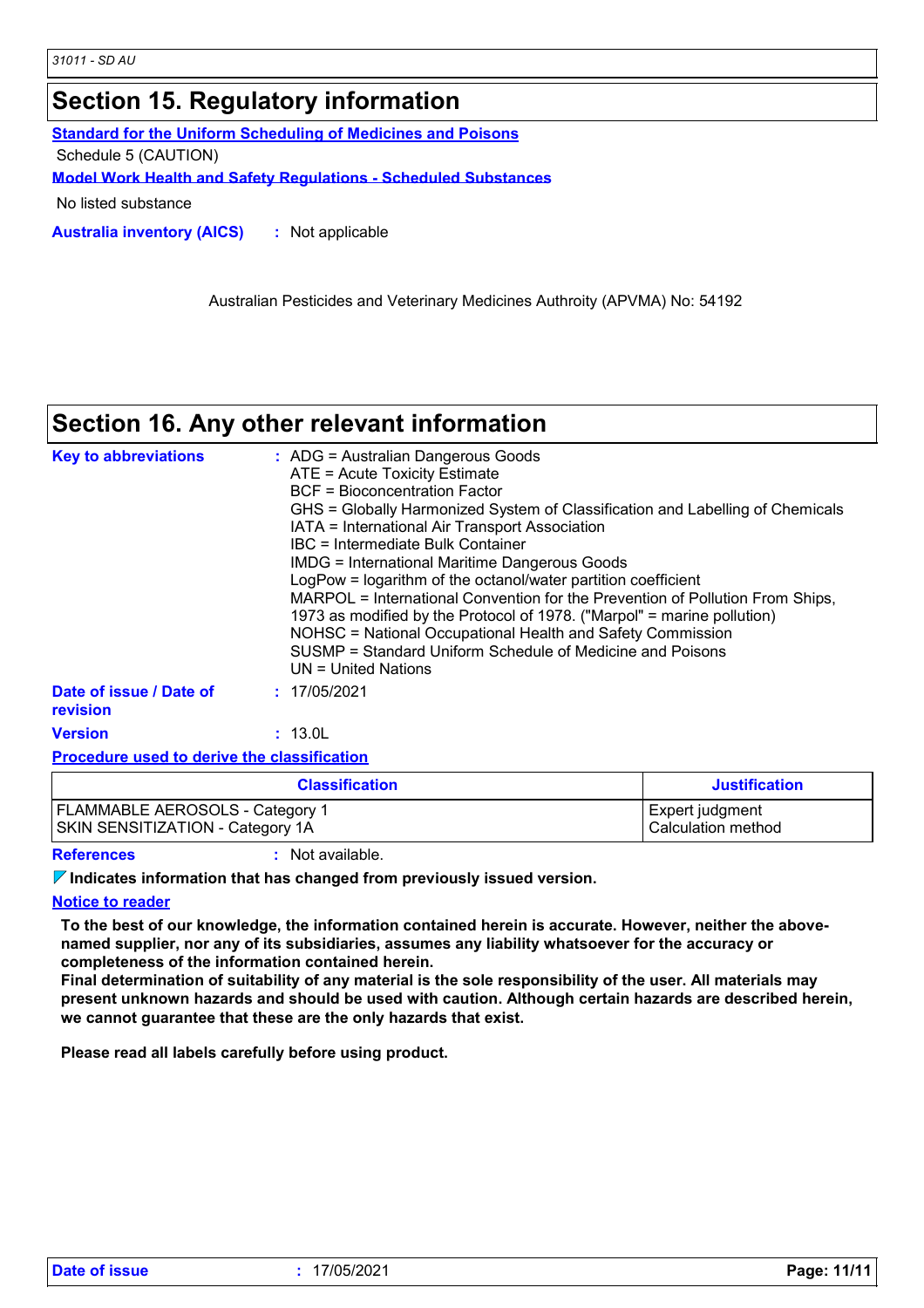## Section 15. Regulatory information

**Standard for the Uniform Scheduling of Medicines and Poisons**

Schedule 5 (CAUTION)

**Model Work Health and Safety Regulations - Scheduled Substances**

No listed substance

**Australia inventory (AICS)** : Not applicable

Australian Pesticides and Veterinary Medicines Authroity (APVMA) No: 54192

## Section 16. Any other relevant information

**Key to abbreviations** :
ADG = Australian Dangerous Goods
ATE = Acute Toxicity Estimate
BCF = Bioconcentration Factor
GHS = Globally Harmonized System of Classification and Labelling of Chemicals
IATA = International Air Transport Association
IBC = Intermediate Bulk Container
IMDG = International Maritime Dangerous Goods
LogPow = logarithm of the octanol/water partition coefficient
MARPOL = International Convention for the Prevention of Pollution From Ships, 1973 as modified by the Protocol of 1978. ("Marpol" = marine pollution)
NOHSC = National Occupational Health and Safety Commission
SUSMP = Standard Uniform Schedule of Medicine and Poisons
UN = United Nations

**Date of issue / Date of revision** : 17/05/2021

**Version** : 13.0L

**Procedure used to derive the classification**

| Classification | Justification |
|---|---|
| FLAMMABLE AEROSOLS - Category 1 | Expert judgment |
| SKIN SENSITIZATION - Category 1A | Calculation method |

**References** : Not available.

**Indicates information that has changed from previously issued version.**

**Notice to reader**

**To the best of our knowledge, the information contained herein is accurate. However, neither the above-named supplier, nor any of its subsidiaries, assumes any liability whatsoever for the accuracy or completeness of the information contained herein.**
**Final determination of suitability of any material is the sole responsibility of the user. All materials may present unknown hazards and should be used with caution. Although certain hazards are described herein, we cannot guarantee that these are the only hazards that exist.**

**Please read all labels carefully before using product.**